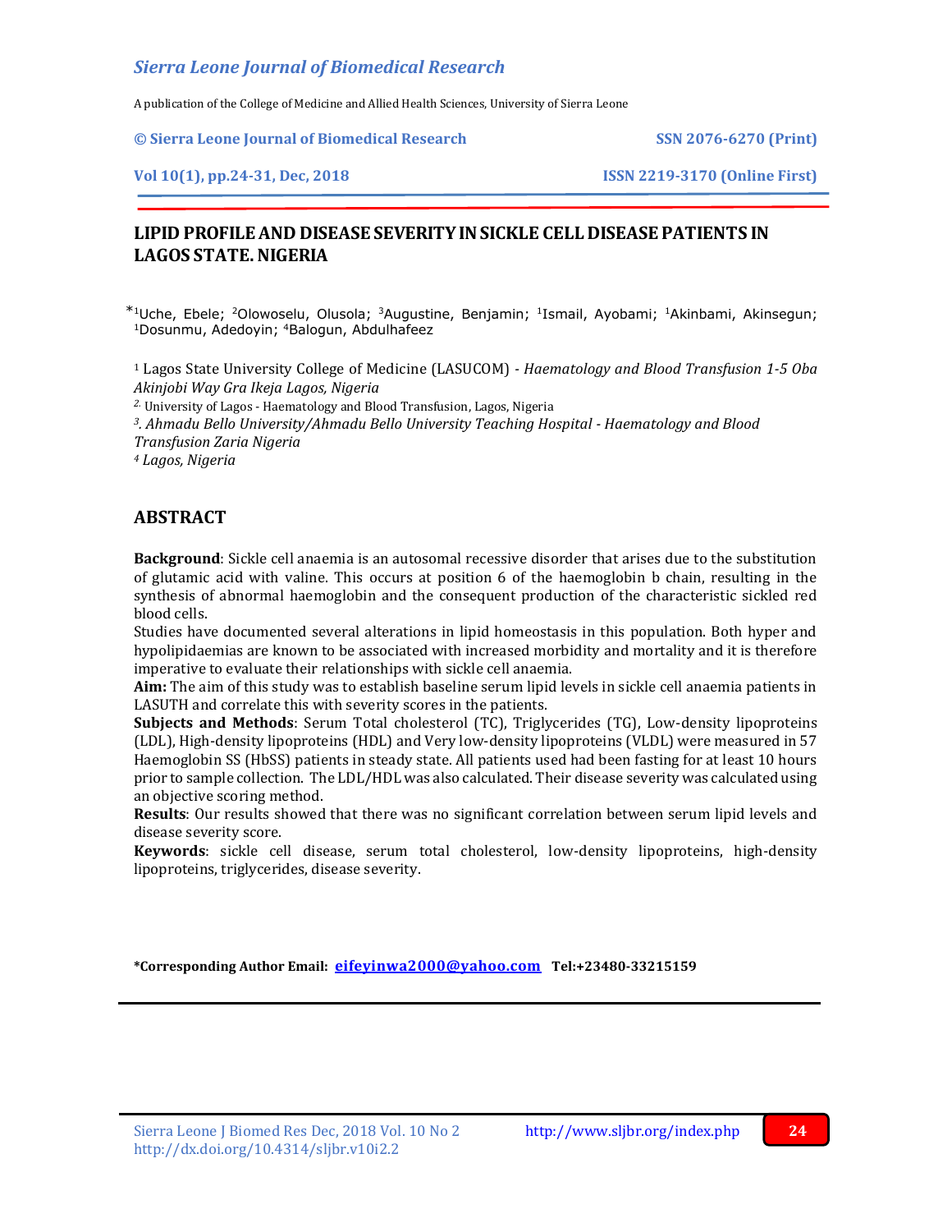# LIPID PROFILE AND DISEASE SEVERITY IN SICKLE CELL DISEASE PATIENTS IN LAGOS STATE. NIGERIA

*[1]Uche, Ebele; [2]Olowoselu, Olusola; [3]Augustine, Benjamin; [1]Ismail, Ayobami; [1]Akinbami, Akinsegun; [1]Dosunmu, Adedoyin; [4]Balogun, Abdulhafeez

[1] Lagos State University College of Medicine (LASUCOM) - *Haematology and Blood Transfusion 1-5 Oba Akinjobi Way Gra Ikeja Lagos, Nigeria*

[2] University of Lagos - Haematology and Blood Transfusion, Lagos, Nigeria

[3] *Ahmadu Bello University/Ahmadu Bello University Teaching Hospital - Haematology and Blood Transfusion Zaria Nigeria*

[4] *Lagos, Nigeria*

## ABSTRACT

**Background**: Sickle cell anaemia is an autosomal recessive disorder that arises due to the substitution of glutamic acid with valine. This occurs at position 6 of the haemoglobin b chain, resulting in the synthesis of abnormal haemoglobin and the consequent production of the characteristic sickled red blood cells.

Studies have documented several alterations in lipid homeostasis in this population. Both hyper and hypolipidaemias are known to be associated with increased morbidity and mortality and it is therefore imperative to evaluate their relationships with sickle cell anaemia.

**Aim:** The aim of this study was to establish baseline serum lipid levels in sickle cell anaemia patients in LASUTH and correlate this with severity scores in the patients.

**Subjects and Methods**: Serum Total cholesterol (TC), Triglycerides (TG), Low-density lipoproteins (LDL), High-density lipoproteins (HDL) and Very low-density lipoproteins (VLDL) were measured in 57 Haemoglobin SS (HbSS) patients in steady state. All patients used had been fasting for at least 10 hours prior to sample collection. The LDL/HDL was also calculated. Their disease severity was calculated using an objective scoring method.

**Results**: Our results showed that there was no significant correlation between serum lipid levels and disease severity score.

**Keywords**: sickle cell disease, serum total cholesterol, low-density lipoproteins, high-density lipoproteins, triglycerides, disease severity.

**\*Corresponding Author Email: eifeyinwa2000@yahoo.com Tel:+23480-33215159**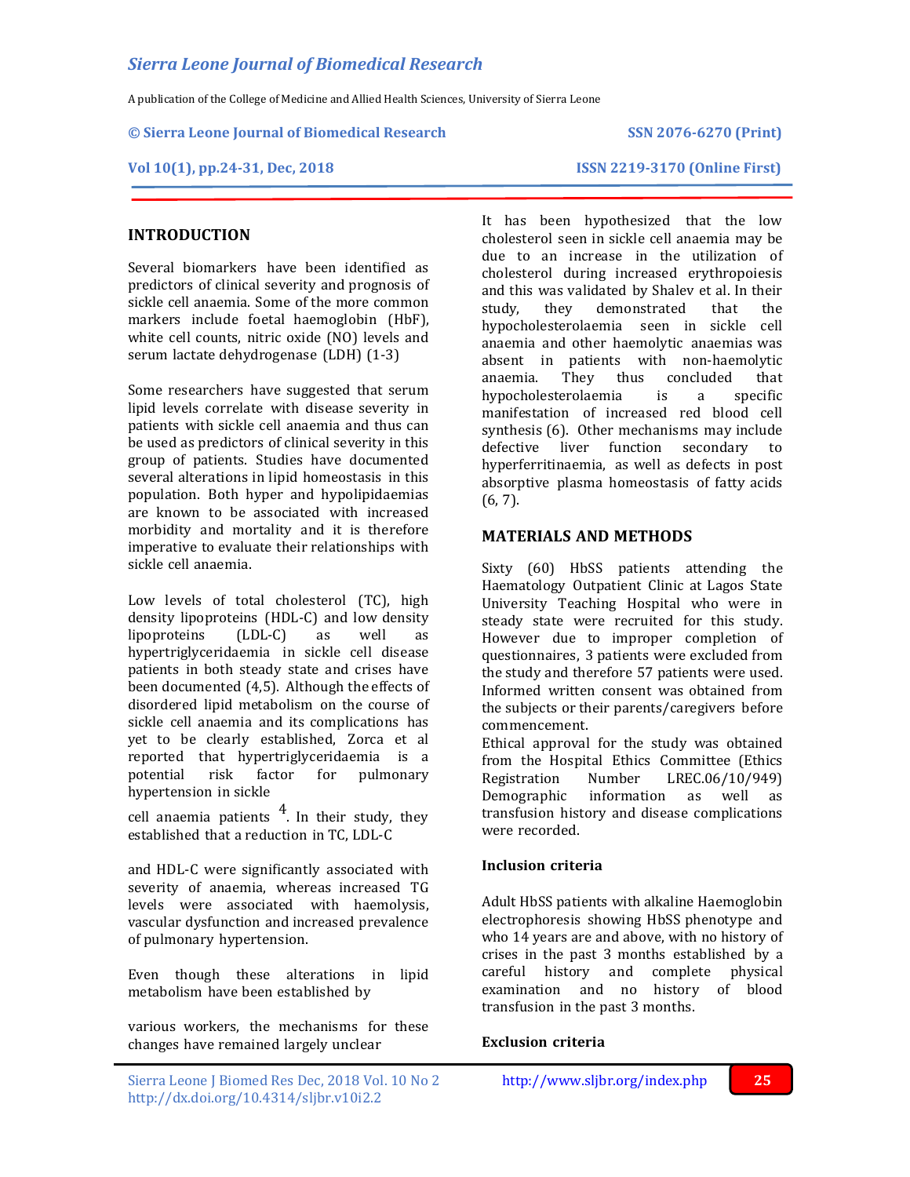## INTRODUCTION

Several biomarkers have been identified as predictors of clinical severity and prognosis of sickle cell anaemia. Some of the more common markers include foetal haemoglobin (HbF), white cell counts, nitric oxide (NO) levels and serum lactate dehydrogenase (LDH) (1-3)

Some researchers have suggested that serum lipid levels correlate with disease severity in patients with sickle cell anaemia and thus can be used as predictors of clinical severity in this group of patients. Studies have documented several alterations in lipid homeostasis in this population. Both hyper and hypolipidaemias are known to be associated with increased morbidity and mortality and it is therefore imperative to evaluate their relationships with sickle cell anaemia.

Low levels of total cholesterol (TC), high density lipoproteins (HDL-C) and low density lipoproteins (LDL-C) as well as hypertriglyceridaemia in sickle cell disease patients in both steady state and crises have been documented (4,5). Although the effects of disordered lipid metabolism on the course of sickle cell anaemia and its complications has yet to be clearly established, Zorca et al reported that hypertriglyceridaemia is a potential risk factor for pulmonary hypertension in sickle cell anaemia patients [4]. In their study, they established that a reduction in TC, LDL-C and HDL-C were significantly associated with severity of anaemia, whereas increased TG levels were associated with haemolysis, vascular dysfunction and increased prevalence of pulmonary hypertension.

Even though these alterations in lipid metabolism have been established by various workers, the mechanisms for these changes have remained largely unclear

It has been hypothesized that the low cholesterol seen in sickle cell anaemia may be due to an increase in the utilization of cholesterol during increased erythropoiesis and this was validated by Shalev et al. In their study, they demonstrated that the hypocholesterolaemia seen in sickle cell anaemia and other haemolytic anaemias was absent in patients with non-haemolytic anaemia. They thus concluded that hypocholesterolaemia is a specific manifestation of increased red blood cell synthesis (6). Other mechanisms may include defective liver function secondary to hyperferritinaemia, as well as defects in post absorptive plasma homeostasis of fatty acids (6, 7).

## MATERIALS AND METHODS

Sixty (60) HbSS patients attending the Haematology Outpatient Clinic at Lagos State University Teaching Hospital who were in steady state were recruited for this study. However due to improper completion of questionnaires, 3 patients were excluded from the study and therefore 57 patients were used. Informed written consent was obtained from the subjects or their parents/caregivers before commencement.

Ethical approval for the study was obtained from the Hospital Ethics Committee (Ethics Registration Number LREC.06/10/949) Demographic information as well as transfusion history and disease complications were recorded.

### Inclusion criteria

Adult HbSS patients with alkaline Haemoglobin electrophoresis showing HbSS phenotype and who 14 years are and above, with no history of crises in the past 3 months established by a careful history and complete physical examination and no history of blood transfusion in the past 3 months.

### Exclusion criteria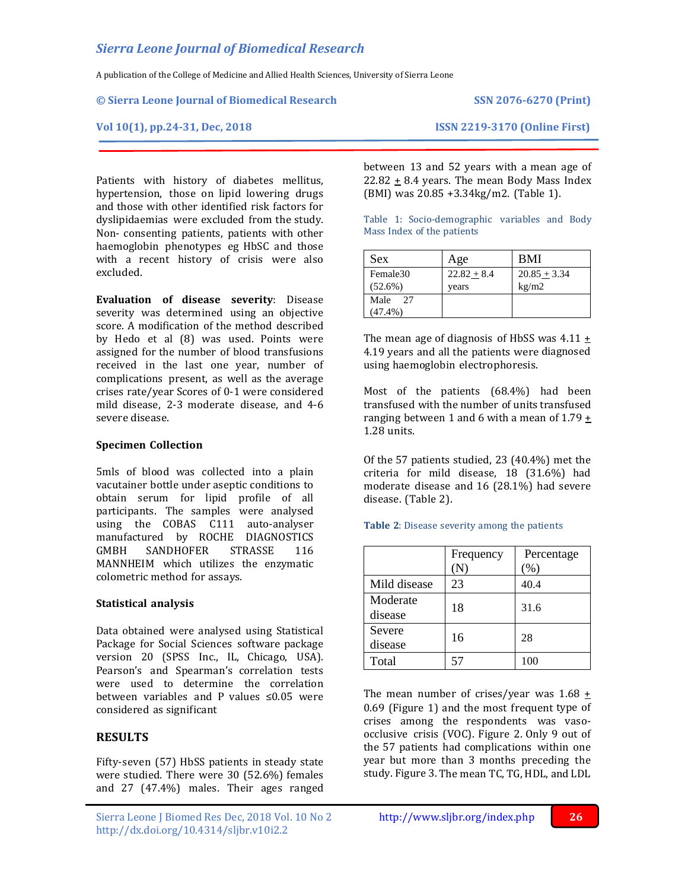Patients with history of diabetes mellitus, hypertension, those on lipid lowering drugs and those with other identified risk factors for dyslipidaemias were excluded from the study. Non- consenting patients, patients with other haemoglobin phenotypes eg HbSC and those with a recent history of crisis were also excluded.

**Evaluation of disease severity**: Disease severity was determined using an objective score. A modification of the method described by Hedo et al (8) was used. Points were assigned for the number of blood transfusions received in the last one year, number of complications present, as well as the average crises rate/year Scores of 0-1 were considered mild disease, 2-3 moderate disease, and 4-6 severe disease.

### Specimen Collection

5mls of blood was collected into a plain vacutainer bottle under aseptic conditions to obtain serum for lipid profile of all participants. The samples were analysed using the COBAS C111 auto-analyser manufactured by ROCHE DIAGNOSTICS GMBH SANDHOFER STRASSE 116 MANNHEIM which utilizes the enzymatic colometric method for assays.

### Statistical analysis

Data obtained were analysed using Statistical Package for Social Sciences software package version 20 (SPSS Inc., IL, Chicago, USA). Pearson's and Spearman's correlation tests were used to determine the correlation between variables and P values ≤0.05 were considered as significant

## RESULTS

Fifty-seven (57) HbSS patients in steady state were studied. There were 30 (52.6%) females and 27 (47.4%) males. Their ages ranged between 13 and 52 years with a mean age of 22.82 ± 8.4 years. The mean Body Mass Index (BMI) was 20.85 +3.34kg/m2. (Table 1).

Table 1: Socio-demographic variables and Body Mass Index of the patients

| Sex | Age | BMI |
|---|---|---|
| Female30 (52.6%) | 22.82 ± 8.4 years | 20.85 ± 3.34 kg/m2 |
| Male 27 (47.4%) | | |

The mean age of diagnosis of HbSS was 4.11 ± 4.19 years and all the patients were diagnosed using haemoglobin electrophoresis.

Most of the patients (68.4%) had been transfused with the number of units transfused ranging between 1 and 6 with a mean of 1.79 ± 1.28 units.

Of the 57 patients studied, 23 (40.4%) met the criteria for mild disease, 18 (31.6%) had moderate disease and 16 (28.1%) had severe disease. (Table 2).

**Table 2**: Disease severity among the patients

| | Frequency (N) | Percentage (%) |
|---|---|---|
| Mild disease | 23 | 40.4 |
| Moderate disease | 18 | 31.6 |
| Severe disease | 16 | 28 |
| Total | 57 | 100 |

The mean number of crises/year was 1.68 ± 0.69 (Figure 1) and the most frequent type of crises among the respondents was vaso-occlusive crisis (VOC). Figure 2. Only 9 out of the 57 patients had complications within one year but more than 3 months preceding the study. Figure 3. The mean TC, TG, HDL, and LDL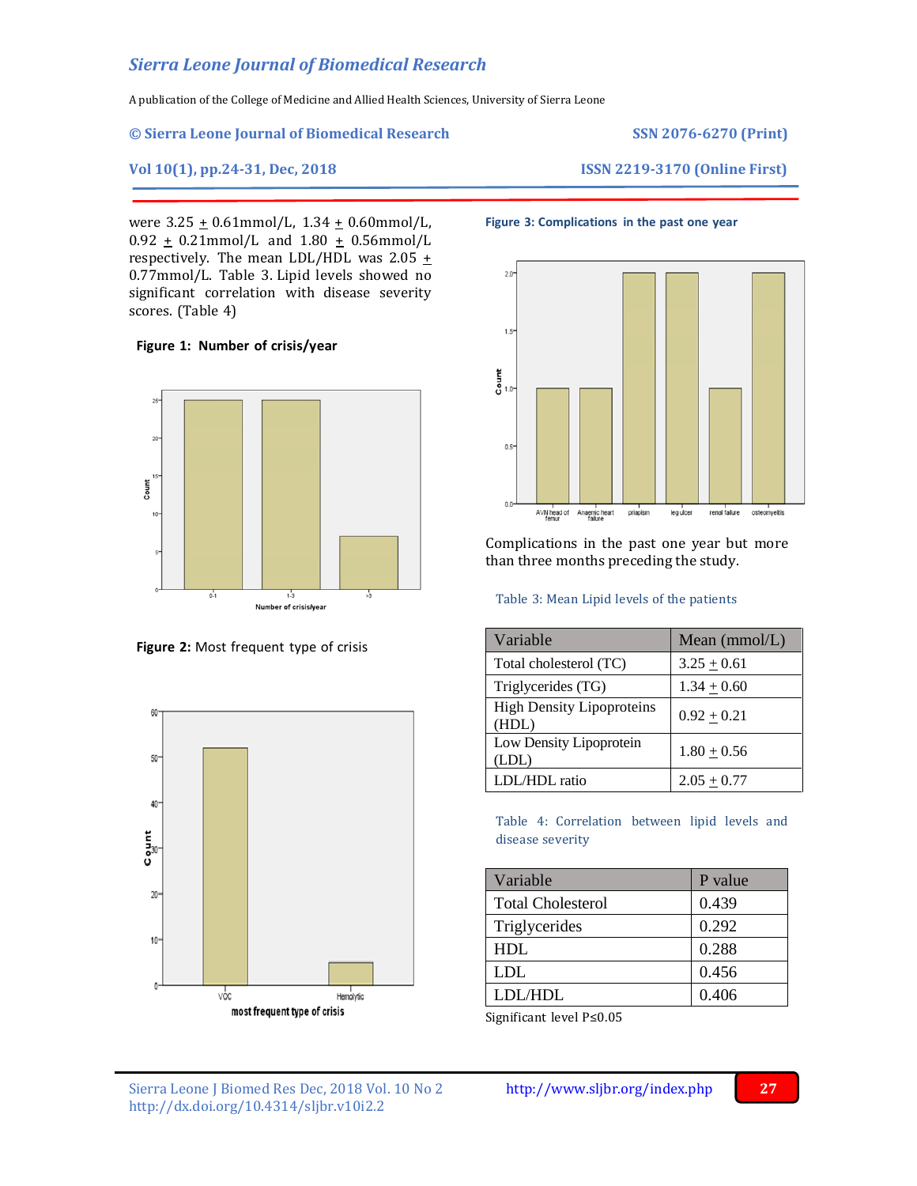were 3.25 ± 0.61mmol/L, 1.34 ± 0.60mmol/L, 0.92 ± 0.21mmol/L and 1.80 ± 0.56mmol/L respectively. The mean LDL/HDL was 2.05 ± 0.77mmol/L. Table 3. Lipid levels showed no significant correlation with disease severity scores. (Table 4)

**Figure 1: Number of crisis/year**

**Figure 2:** Most frequent type of crisis

**Figure 3: Complications in the past one year**

Complications in the past one year but more than three months preceding the study.

Table 3: Mean Lipid levels of the patients

| Variable | Mean (mmol/L) |
|---|---|
| Total cholesterol (TC) | 3.25 ± 0.61 |
| Triglycerides (TG) | 1.34 ± 0.60 |
| High Density Lipoproteins (HDL) | 0.92 ± 0.21 |
| Low Density Lipoprotein (LDL) | 1.80 ± 0.56 |
| LDL/HDL ratio | 2.05 ± 0.77 |

Table 4: Correlation between lipid levels and disease severity

| Variable | P value |
|---|---|
| Total Cholesterol | 0.439 |
| Triglycerides | 0.292 |
| HDL | 0.288 |
| LDL | 0.456 |
| LDL/HDL | 0.406 |

Significant level $P \leq 0.05$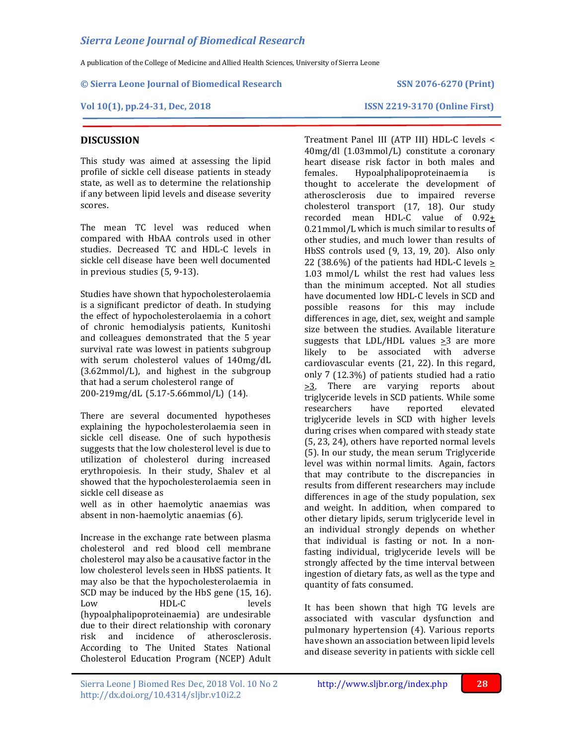## DISCUSSION

This study was aimed at assessing the lipid profile of sickle cell disease patients in steady state, as well as to determine the relationship if any between lipid levels and disease severity scores.

The mean TC level was reduced when compared with HbAA controls used in other studies. Decreased TC and HDL-C levels in sickle cell disease have been well documented in previous studies (5, 9-13).

Studies have shown that hypocholesterolaemia is a significant predictor of death. In studying the effect of hypocholesterolaemia in a cohort of chronic hemodialysis patients, Kunitoshi and colleagues demonstrated that the 5 year survival rate was lowest in patients subgroup with serum cholesterol values of 140mg/dL (3.62mmol/L), and highest in the subgroup that had a serum cholesterol range of 200-219mg/dL (5.17-5.66mmol/L) (14).

There are several documented hypotheses explaining the hypocholesterolaemia seen in sickle cell disease. One of such hypothesis suggests that the low cholesterol level is due to utilization of cholesterol during increased erythropoiesis. In their study, Shalev et al showed that the hypocholesterolaemia seen in sickle cell disease as well as in other haemolytic anaemias was absent in non-haemolytic anaemias (6).

Increase in the exchange rate between plasma cholesterol and red blood cell membrane cholesterol may also be a causative factor in the low cholesterol levels seen in HbSS patients. It may also be that the hypocholesterolaemia in SCD may be induced by the HbS gene (15, 16). Low HDL-C levels (hypoalphalipoproteinaemia) are undesirable due to their direct relationship with coronary risk and incidence of atherosclerosis. According to The United States National Cholesterol Education Program (NCEP) Adult Treatment Panel III (ATP III) HDL-C levels < 40mg/dl (1.03mmol/L) constitute a coronary heart disease risk factor in both males and females. Hypoalphalipoproteinaemia is thought to accelerate the development of atherosclerosis due to impaired reverse cholesterol transport (17, 18). Our study recorded mean HDL-C value of 0.92± 0.21mmol/L which is much similar to results of other studies, and much lower than results of HbSS controls used (9, 13, 19, 20). Also only 22 (38.6%) of the patients had HDL-C levels ≥ 1.03 mmol/L whilst the rest had values less than the minimum accepted. Not all studies have documented low HDL-C levels in SCD and possible reasons for this may include differences in age, diet, sex, weight and sample size between the studies. Available literature suggests that LDL/HDL values ≥3 are more likely to be associated with adverse cardiovascular events (21, 22). In this regard, only 7 (12.3%) of patients studied had a ratio ≥3. There are varying reports about triglyceride levels in SCD patients. While some researchers have reported elevated triglyceride levels in SCD with higher levels during crises when compared with steady state (5, 23, 24), others have reported normal levels (5). In our study, the mean serum Triglyceride level was within normal limits. Again, factors that may contribute to the discrepancies in results from different researchers may include differences in age of the study population, sex and weight. In addition, when compared to other dietary lipids, serum triglyceride level in an individual strongly depends on whether that individual is fasting or not. In a non-fasting individual, triglyceride levels will be strongly affected by the time interval between ingestion of dietary fats, as well as the type and quantity of fats consumed.

It has been shown that high TG levels are associated with vascular dysfunction and pulmonary hypertension (4). Various reports have shown an association between lipid levels and disease severity in patients with sickle cell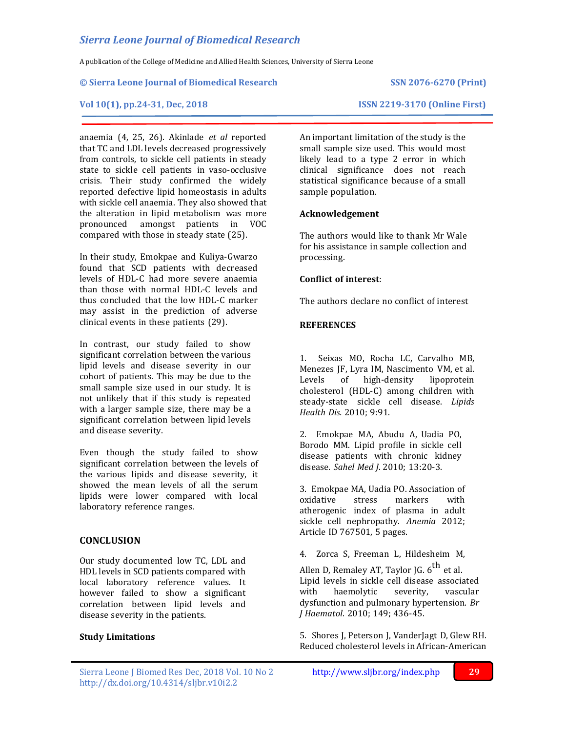anaemia (4, 25, 26). Akinlade *et al* reported that TC and LDL levels decreased progressively from controls, to sickle cell patients in steady state to sickle cell patients in vaso-occlusive crisis. Their study confirmed the widely reported defective lipid homeostasis in adults with sickle cell anaemia. They also showed that the alteration in lipid metabolism was more pronounced amongst patients in VOC compared with those in steady state (25).

In their study, Emokpae and Kuliya-Gwarzo found that SCD patients with decreased levels of HDL-C had more severe anaemia than those with normal HDL-C levels and thus concluded that the low HDL-C marker may assist in the prediction of adverse clinical events in these patients (29).

In contrast, our study failed to show significant correlation between the various lipid levels and disease severity in our cohort of patients. This may be due to the small sample size used in our study. It is not unlikely that if this study is repeated with a larger sample size, there may be a significant correlation between lipid levels and disease severity.

Even though the study failed to show significant correlation between the levels of the various lipids and disease severity, it showed the mean levels of all the serum lipids were lower compared with local laboratory reference ranges.

## CONCLUSION

Our study documented low TC, LDL and HDL levels in SCD patients compared with local laboratory reference values. It however failed to show a significant correlation between lipid levels and disease severity in the patients.

### Study Limitations

An important limitation of the study is the small sample size used. This would most likely lead to a type 2 error in which clinical significance does not reach statistical significance because of a small sample population.

### Acknowledgement

The authors would like to thank Mr Wale for his assistance in sample collection and processing.

### Conflict of interest:

The authors declare no conflict of interest

## REFERENCES

1. Seixas MO, Rocha LC, Carvalho MB, Menezes JF, Lyra IM, Nascimento VM, et al. Levels of high-density lipoprotein cholesterol (HDL-C) among children with steady-state sickle cell disease. *Lipids Health Dis.* 2010; 9:91.

2. Emokpae MA, Abudu A, Uadia PO, Borodo MM. Lipid profile in sickle cell disease patients with chronic kidney disease. *Sahel Med J.* 2010; 13:20-3.

3. Emokpae MA, Uadia PO. Association of oxidative stress markers with atherogenic index of plasma in adult sickle cell nephropathy. *Anemia* 2012; Article ID 767501, 5 pages.

4. Zorca S, Freeman L, Hildesheim M, Allen D, Remaley AT, Taylor JG. 6th et al. Lipid levels in sickle cell disease associated with haemolytic severity, vascular dysfunction and pulmonary hypertension. *Br J Haematol*. 2010; 149; 436-45.

5. Shores J, Peterson J, VanderJagt D, Glew RH. Reduced cholesterol levels in African-American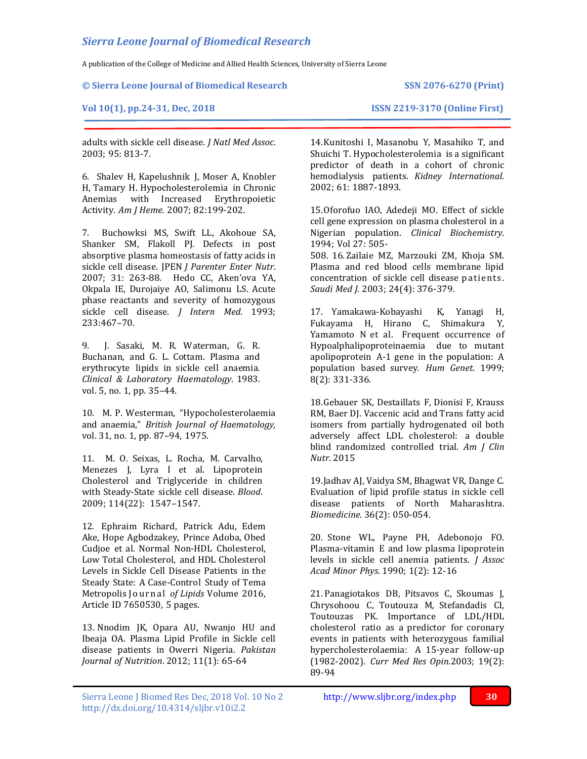adults with sickle cell disease. *J Natl Med Assoc*. 2003; 95: 813-7.

6. Shalev H, Kapelushnik J, Moser A, Knobler H, Tamary H. Hypocholesterolemia in Chronic Anemias with Increased Erythropoietic Activity. *Am J Heme.* 2007; 82:199-202.

7. Buchowksi MS, Swift LL, Akohoue SA, Shanker SM, Flakoll PJ. Defects in post absorptive plasma homeostasis of fatty acids in sickle cell disease. JPEN *J Parenter Enter Nutr*. 2007; 31: 263-88. Hedo CC, Aken'ova YA, Okpala IE, Durojaiye AO, Salimonu LS. Acute phase reactants and severity of homozygous sickle cell disease. *J Intern Med*. 1993; 233:467–70.

9. J. Sasaki, M. R. Waterman, G. R. Buchanan, and G. L. Cottam. Plasma and erythrocyte lipids in sickle cell anaemia. *Clinical & Laboratory Haematology*. 1983. vol. 5, no. 1, pp. 35–44.

10. M. P. Westerman, "Hypocholesterolaemia and anaemia," *British Journal of Haematology,* vol. 31, no. 1, pp. 87–94, 1975.

11. M. O. Seixas, L. Rocha, M. Carvalho, Menezes J, Lyra I et al. Lipoprotein Cholesterol and Triglyceride in children with Steady-State sickle cell disease. *Blood*. 2009; 114(22): 1547–1547.

12. Ephraim Richard, Patrick Adu, Edem Ake, Hope Agbodzakey, Prince Adoba, Obed Cudjoe et al. Normal Non-HDL Cholesterol, Low Total Cholesterol, and HDL Cholesterol Levels in Sickle Cell Disease Patients in the Steady State: A Case-Control Study of Tema Metropolis Journal *of Lipids* Volume 2016, Article ID 7650530, 5 pages.

13. Nnodim JK, Opara AU, Nwanjo HU and Ibeaja OA. Plasma Lipid Profile in Sickle cell disease patients in Owerri Nigeria. *Pakistan Journal of Nutrition*. 2012; 11(1): 65-64

14. Kunitoshi I, Masanobu Y, Masahiko T, and Shuichi T. Hypocholesterolemia is a significant predictor of death in a cohort of chronic hemodialysis patients. *Kidney International*. 2002; 61: 1887-1893.

15. Oforofuo IAO, Adedeji MO. Effect of sickle cell gene expression on plasma cholesterol in a Nigerian population. *Clinical Biochemistry*. 1994; Vol 27: 505-508.

16. Zailaie MZ, Marzouki ZM, Khoja SM. Plasma and red blood cells membrane lipid concentration of sickle cell disease patients. *Saudi Med J*. 2003; 24(4): 376-379.

17. Yamakawa-Kobayashi K, Yanagi H, Fukayama H, Hirano C, Shimakura Y, Yamamoto N et al. Frequent occurrence of Hypoalphalipoproteinaemia due to mutant apolipoprotein A-1 gene in the population: A population based survey. *Hum Genet*. 1999; 8(2): 331-336.

18. Gebauer SK, Destaillats F, Dionisi F, Krauss RM, Baer DJ. Vaccenic acid and Trans fatty acid isomers from partially hydrogenated oil both adversely affect LDL cholesterol: a double blind randomized controlled trial. *Am J Clin Nutr*. 2015

19. Jadhav AJ, Vaidya SM, Bhagwat VR, Dange C. Evaluation of lipid profile status in sickle cell disease patients of North Maharashtra. *Biomedicine*. 36(2): 050-054.

20. Stone WL, Payne PH, Adebonojo FO. Plasma-vitamin E and low plasma lipoprotein levels in sickle cell anemia patients. *J Assoc Acad Minor Phys*. 1990; 1(2): 12-16

21. Panagiotakos DB, Pitsavos C, Skoumas J, Chrysohoou C, Toutouza M, Stefandadis CI, Toutouzas PK. Importance of LDL/HDL cholesterol ratio as a predictor for coronary events in patients with heterozygous familial hypercholesterolaemia: A 15-year follow-up (1982-2002). *Curr Med Res Opin.* 2003; 19(2): 89-94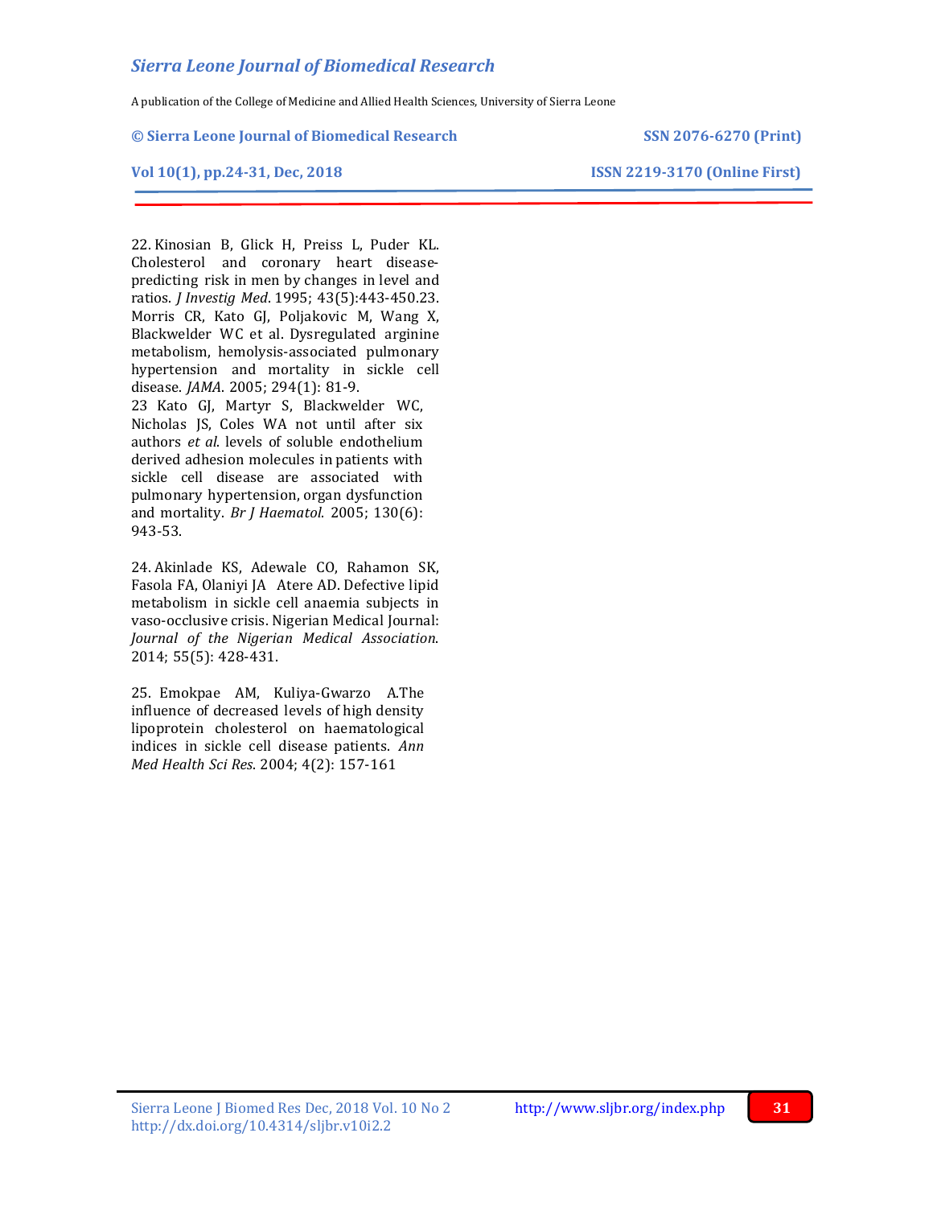22. Kinosian B, Glick H, Preiss L, Puder KL. Cholesterol and coronary heart disease-predicting risk in men by changes in level and ratios. *J Investig Med*. 1995; 43(5):443-450.23. Morris CR, Kato GJ, Poljakovic M, Wang X, Blackwelder WC et al. Dysregulated arginine metabolism, hemolysis-associated pulmonary hypertension and mortality in sickle cell disease. *JAMA*. 2005; 294(1): 81-9.

23 Kato GJ, Martyr S, Blackwelder WC, Nicholas JS, Coles WA not until after six authors *et al*. levels of soluble endothelium derived adhesion molecules in patients with sickle cell disease are associated with pulmonary hypertension, organ dysfunction and mortality. *Br J Haematol*. 2005; 130(6): 943-53.

24. Akinlade KS, Adewale CO, Rahamon SK, Fasola FA, Olaniyi JA Atere AD. Defective lipid metabolism in sickle cell anaemia subjects in vaso-occlusive crisis. Nigerian Medical Journal: *Journal of the Nigerian Medical Association*. 2014; 55(5): 428-431.

25. Emokpae AM, Kuliya-Gwarzo A.The influence of decreased levels of high density lipoprotein cholesterol on haematological indices in sickle cell disease patients. *Ann Med Health Sci Res*. 2004; 4(2): 157-161